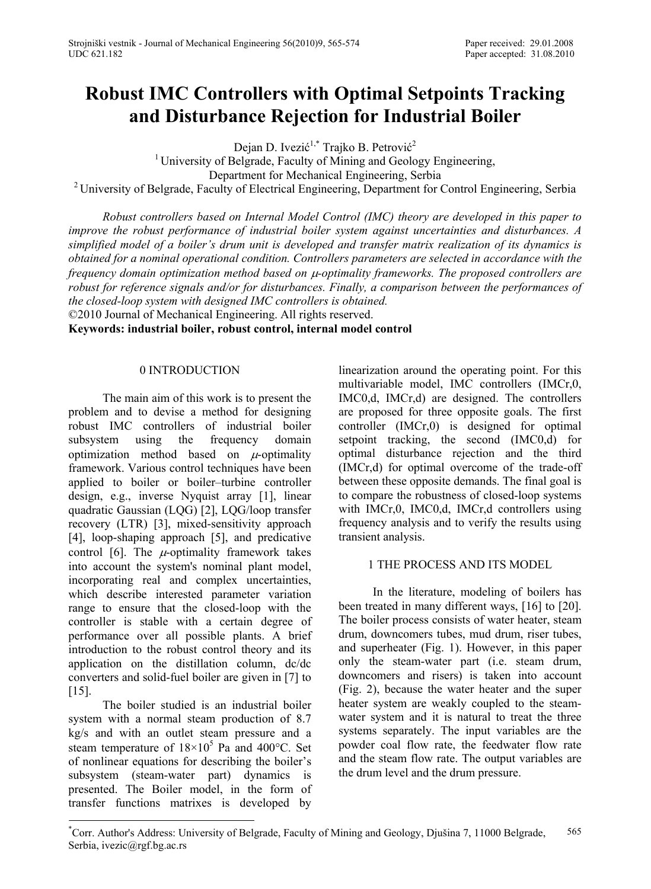# Robust IMC Controllers with Optimal Setpoints Tracking and Disturbance Rejection for Industrial Boiler

Dejan D. Ivezić[1,*] Trajko B. Petrović[2]

[1] University of Belgrade, Faculty of Mining and Geology Engineering, Department for Mechanical Engineering, Serbia

[2] University of Belgrade, Faculty of Electrical Engineering, Department for Control Engineering, Serbia

*Robust controllers based on Internal Model Control (IMC) theory are developed in this paper to improve the robust performance of industrial boiler system against uncertainties and disturbances. A simplified model of a boiler's drum unit is developed and transfer matrix realization of its dynamics is obtained for a nominal operational condition. Controllers parameters are selected in accordance with the frequency domain optimization method based on $\mu$-optimality frameworks. The proposed controllers are robust for reference signals and/or for disturbances. Finally, a comparison between the performances of the closed-loop system with designed IMC controllers is obtained.*

©2010 Journal of Mechanical Engineering. All rights reserved.

**Keywords: industrial boiler, robust control, internal model control**

## 0 INTRODUCTION

The main aim of this work is to present the problem and to devise a method for designing robust IMC controllers of industrial boiler subsystem using the frequency domain optimization method based on $\mu$-optimality framework. Various control techniques have been applied to boiler or boiler–turbine controller design, e.g., inverse Nyquist array [1], linear quadratic Gaussian (LQG) [2], LQG/loop transfer recovery (LTR) [3], mixed-sensitivity approach [4], loop-shaping approach [5], and predicative control [6]. The $\mu$-optimality framework takes into account the system's nominal plant model, incorporating real and complex uncertainties, which describe interested parameter variation range to ensure that the closed-loop with the controller is stable with a certain degree of performance over all possible plants. A brief introduction to the robust control theory and its application on the distillation column, dc/dc converters and solid-fuel boiler are given in [7] to [15].

The boiler studied is an industrial boiler system with a normal steam production of 8.7 kg/s and with an outlet steam pressure and a steam temperature of $18\times10^5$ Pa and 400°C. Set of nonlinear equations for describing the boiler's subsystem (steam-water part) dynamics is presented. The Boiler model, in the form of transfer functions matrixes is developed by linearization around the operating point. For this multivariable model, IMC controllers (IMCr,0, IMC0,d, IMCr,d) are designed. The controllers are proposed for three opposite goals. The first controller (IMCr,0) is designed for optimal setpoint tracking, the second (IMC0,d) for optimal disturbance rejection and the third (IMCr,d) for optimal overcome of the trade-off between these opposite demands. The final goal is to compare the robustness of closed-loop systems with IMCr,0, IMC0,d, IMCr,d controllers using frequency analysis and to verify the results using transient analysis.

## 1 THE PROCESS AND ITS MODEL

In the literature, modeling of boilers has been treated in many different ways, [16] to [20]. The boiler process consists of water heater, steam drum, downcomers tubes, mud drum, riser tubes, and superheater (Fig. 1). However, in this paper only the steam-water part (i.e. steam drum, downcomers and risers) is taken into account (Fig. 2), because the water heater and the super heater system are weakly coupled to the steam-water system and it is natural to treat the three systems separately. The input variables are the powder coal flow rate, the feedwater flow rate and the steam flow rate. The output variables are the drum level and the drum pressure.

---

*Corr. Author's Address: University of Belgrade, Faculty of Mining and Geology, Djušina 7, 11000 Belgrade, Serbia, ivezic@rgf.bg.ac.rs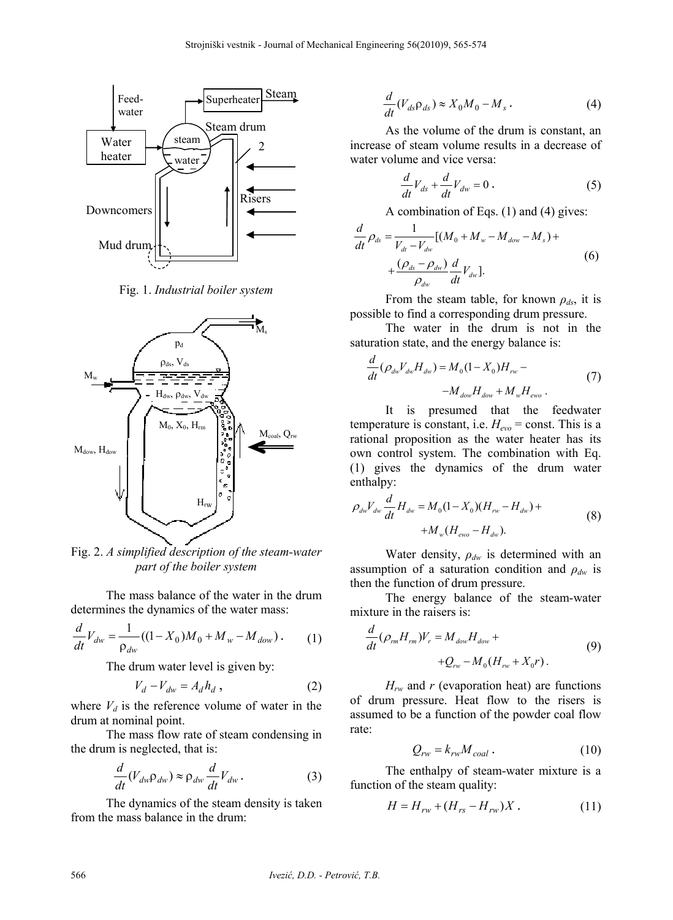Fig. 1. *Industrial boiler system*

Fig. 2. *A simplified description of the steam-water part of the boiler system*

The mass balance of the water in the drum determines the dynamics of the water mass:

$$\frac{d}{dt}V_{dw} = \frac{1}{\rho_{dw}}((1-X_0)M_0 + M_w - M_{dow}) \,. \tag{1}$$

The drum water level is given by:

$$V_d - V_{dw} = A_d h_d \,, \tag{2}$$

where $V_d$ is the reference volume of water in the drum at nominal point.

The mass flow rate of steam condensing in the drum is neglected, that is:

$$\frac{d}{dt}(V_{dw}\rho_{dw}) \approx \rho_{dw}\frac{d}{dt}V_{dw} \,. \tag{3}$$

The dynamics of the steam density is taken from the mass balance in the drum:

$$\frac{d}{dt}(V_{ds}\rho_{ds}) \approx X_0 M_0 - M_s \,. \tag{4}$$

As the volume of the drum is constant, an increase of steam volume results in a decrease of water volume and vice versa:

$$\frac{d}{dt}V_{ds} + \frac{d}{dt}V_{dw} = 0 \,. \tag{5}$$

A combination of Eqs. (1) and (4) gives:

$$\frac{d}{dt}\rho_{ds} = \frac{1}{V_{dt} - V_{dw}}[(M_0 + M_w - M_{dow} - M_s) + \frac{(\rho_{ds} - \rho_{dw})}{\rho_{dw}}\frac{d}{dt}V_{dw}]. \tag{6}$$

From the steam table, for known $\rho_{ds}$, it is possible to find a corresponding drum pressure.

The water in the drum is not in the saturation state, and the energy balance is:

$$\frac{d}{dt}(\rho_{dw}V_{dw}H_{dw}) = M_0(1-X_0)H_{rw} - M_{dow}H_{dow} + M_w H_{ewo} \,. \tag{7}$$

It is presumed that the feedwater temperature is constant, i.e. $H_{evo}$ = const. This is a rational proposition as the water heater has its own control system. The combination with Eq. (1) gives the dynamics of the drum water enthalpy:

$$\rho_{dw}V_{dw}\frac{d}{dt}H_{dw} = M_0(1-X_0)(H_{rw} - H_{dw}) + M_w(H_{ewo} - H_{dw}). \tag{8}$$

Water density, $\rho_{dw}$ is determined with an assumption of a saturation condition and $\rho_{dw}$ is then the function of drum pressure.

The energy balance of the steam-water mixture in the raisers is:

$$\frac{d}{dt}(\rho_{rm}H_{rm})V_r = M_{dow}H_{dow} + Q_{rw} - M_0(H_{rw} + X_0 r) \,. \tag{9}$$

$H_{rw}$ and $r$ (evaporation heat) are functions of drum pressure. Heat flow to the risers is assumed to be a function of the powder coal flow rate:

$$Q_{rw} = k_{rw}M_{coal} \,. \tag{10}$$

The enthalpy of steam-water mixture is a function of the steam quality:

$$H = H_{rw} + (H_{rs} - H_{rw})X \,. \tag{11}$$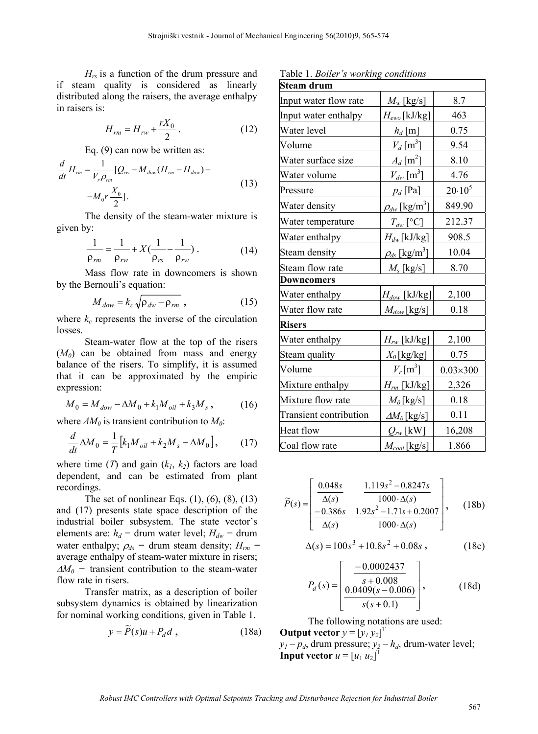$H_{rs}$ is a function of the drum pressure and if steam quality is considered as linearly distributed along the raisers, the average enthalpy in raisers is:

$$H_{rm} = H_{rw} + \frac{rX_0}{2}. \tag{12}$$

Eq. (9) can now be written as:

$$\frac{d}{dt}H_{rm} = \frac{1}{V_r \rho_{rm}}[Q_{rw} - M_{dow}(H_{rm} - H_{dow}) - -M_0 r \frac{X_0}{2}]. \tag{13}$$

The density of the steam-water mixture is given by:

$$\frac{1}{\rho_{rm}} = \frac{1}{\rho_{rw}} + X(\frac{1}{\rho_{rs}} - \frac{1}{\rho_{rw}}). \tag{14}$$

Mass flow rate in downcomers is shown by the Bernouli's equation:

$$M_{dow} = k_c \sqrt{\rho_{dw} - \rho_{rm}}, \tag{15}$$

where $k_c$ represents the inverse of the circulation losses.

Steam-water flow at the top of the risers ($M_0$) can be obtained from mass and energy balance of the risers. To simplify, it is assumed that it can be approximated by the empiric expression:

$$M_0 = M_{dow} - \Delta M_0 + k_1 M_{oil} + k_3 M_s, \tag{16}$$

where $\Delta M_0$ is transient contribution to $M_0$:

$$\frac{d}{dt}\Delta M_0 = \frac{1}{T}\left[k_1 M_{oil} + k_2 M_s - \Delta M_0\right], \tag{17}$$

where time ($T$) and gain ($k_1$, $k_2$) factors are load dependent, and can be estimated from plant recordings.

The set of nonlinear Eqs. (1), (6), (8), (13) and (17) presents state space description of the industrial boiler subsystem. The state vector's elements are: $h_d$ − drum water level; $H_{dw}$ − drum water enthalpy; $\rho_{ds}$ − drum steam density; $H_{rm}$ − average enthalpy of steam-water mixture in risers; $\Delta M_0$ − transient contribution to the steam-water flow rate in risers.

Transfer matrix, as a description of boiler subsystem dynamics is obtained by linearization for nominal working conditions, given in Table 1.

$$y = \tilde{P}(s)u + P_d d, \tag{18a}$$

Table 1. *Boiler's working conditions*

| **Steam drum** | | |
|---|---|---|
| Input water flow rate | $M_w$ [kg/s] | 8.7 |
| Input water enthalpy | $H_{ewo}$ [kJ/kg] | 463 |
| Water level | $h_d$ [m] | 0.75 |
| Volume | $V_d$ [m$^3$] | 9.54 |
| Water surface size | $A_d$ [m$^2$] | 8.10 |
| Water volume | $V_{dw}$ [m$^3$] | 4.76 |
| Pressure | $p_d$ [Pa] | $20\cdot10^5$ |
| Water density | $\rho_{dw}$ [kg/m$^3$] | 849.90 |
| Water temperature | $T_{dw}$ [°C] | 212.37 |
| Water enthalpy | $H_{dw}$ [kJ/kg] | 908.5 |
| Steam density | $\rho_{ds}$ [kg/m$^3$] | 10.04 |
| Steam flow rate | $M_s$ [kg/s] | 8.70 |
| **Downcomers** | | |
| Water enthalpy | $H_{dow}$ [kJ/kg] | 2,100 |
| Water flow rate | $M_{dow}$ [kg/s] | 0.18 |
| **Risers** | | |
| Water enthalpy | $H_{rw}$ [kJ/kg] | 2,100 |
| Steam quality | $X_0$ [kg/kg] | 0.75 |
| Volume | $V_r$ [m$^3$] | 0.03×300 |
| Mixture enthalpy | $H_{rm}$ [kJ/kg] | 2,326 |
| Mixture flow rate | $M_0$ [kg/s] | 0.18 |
| Transient contribution | $\Delta M_0$ [kg/s] | 0.11 |
| Heat flow | $Q_{rw}$ [kW] | 16,208 |
| Coal flow rate | $M_{coal}$ [kg/s] | 1.866 |

$$\tilde{P}(s) = \begin{bmatrix} \dfrac{0.048s}{\Delta(s)} & \dfrac{1.119s^2 - 0.8247s}{1000\cdot\Delta(s)} \\ \dfrac{-0.386s}{\Delta(s)} & \dfrac{1.92s^2 - 1.71s + 0.2007}{1000\cdot\Delta(s)} \end{bmatrix}, \tag{18b}$$

$$\Delta(s) = 100s^3 + 10.8s^2 + 0.08s, \tag{18c}$$

$$P_d(s) = \begin{bmatrix} \dfrac{-0.0002437}{s + 0.008} \\ \dfrac{0.0409(s - 0.006)}{s(s + 0.1)} \end{bmatrix}, \tag{18d}$$

The following notations are used:

**Output vector** $y = [y_1\ y_2]^T$

$y_1$ – $p_d$, drum pressure; $y_2$ – $h_d$, drum-water level;

**Input vector** $u = [u_1\ u_2]^T$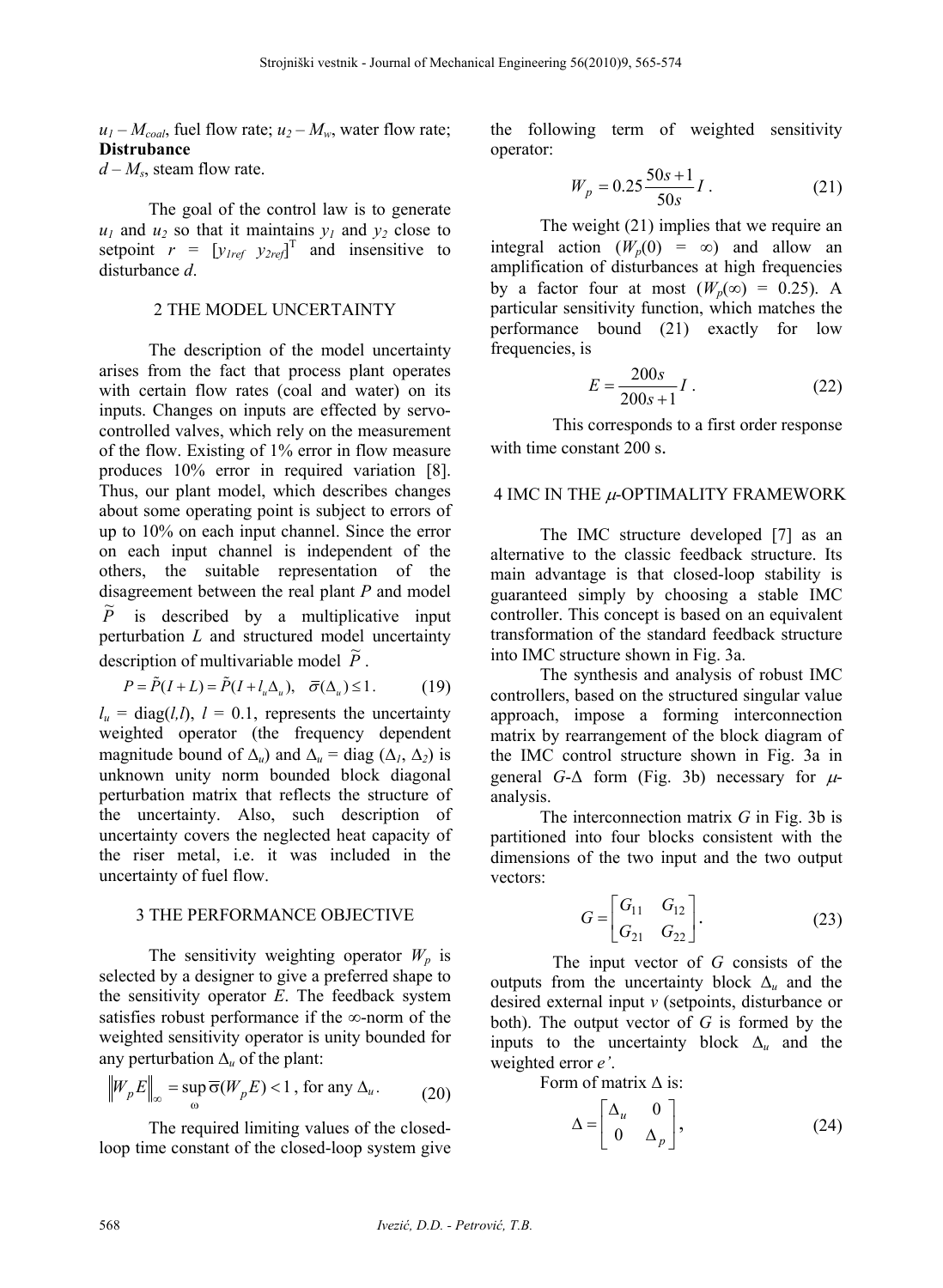$u_1$ – $M_{coal}$, fuel flow rate; $u_2$ – $M_w$, water flow rate;
**Distrubance**
$d$ – $M_s$, steam flow rate.

The goal of the control law is to generate $u_1$ and $u_2$ so that it maintains $y_1$ and $y_2$ close to setpoint $r = [y_{1ref} \; y_{2ref}]^T$ and insensitive to disturbance $d$.

## 2 THE MODEL UNCERTAINTY

The description of the model uncertainty arises from the fact that process plant operates with certain flow rates (coal and water) on its inputs. Changes on inputs are effected by servo-controlled valves, which rely on the measurement of the flow. Existing of 1% error in flow measure produces 10% error in required variation [8]. Thus, our plant model, which describes changes about some operating point is subject to errors of up to 10% on each input channel. Since the error on each input channel is independent of the others, the suitable representation of the disagreement between the real plant $P$ and model $\widetilde{P}$ is described by a multiplicative input perturbation $L$ and structured model uncertainty description of multivariable model $\widetilde{P}$.

$$P = \widetilde{P}(I + L) = \widetilde{P}(I + l_u\Delta_u), \quad \overline{\sigma}(\Delta_u) \leq 1. \tag{19}$$

$l_u$ = diag($l$,$l$), $l$ = 0.1, represents the uncertainty weighted operator (the frequency dependent magnitude bound of $\Delta_u$) and $\Delta_u$ = diag ($\Delta_1$, $\Delta_2$) is unknown unity norm bounded block diagonal perturbation matrix that reflects the structure of the uncertainty. Also, such description of uncertainty covers the neglected heat capacity of the riser metal, i.e. it was included in the uncertainty of fuel flow.

## 3 THE PERFORMANCE OBJECTIVE

The sensitivity weighting operator $W_p$ is selected by a designer to give a preferred shape to the sensitivity operator $E$. The feedback system satisfies robust performance if the ∞-norm of the weighted sensitivity operator is unity bounded for any perturbation $\Delta_u$ of the plant:

$$\|W_p E\|_\infty = \sup_{\omega} \overline{\sigma}(W_p E) < 1 \text{, for any } \Delta_u. \tag{20}$$

The required limiting values of the closed-loop time constant of the closed-loop system give the following term of weighted sensitivity operator:

$$W_p = 0.25\frac{50s + 1}{50s} I \,. \tag{21}$$

The weight (21) implies that we require an integral action ($W_p(0) = \infty$) and allow an amplification of disturbances at high frequencies by a factor four at most ($W_p(\infty) = 0.25$). A particular sensitivity function, which matches the performance bound (21) exactly for low frequencies, is

$$E = \frac{200s}{200s + 1} I \,. \tag{22}$$

This corresponds to a first order response with time constant 200 s.

## 4 IMC IN THE $\mu$-OPTIMALITY FRAMEWORK

The IMC structure developed [7] as an alternative to the classic feedback structure. Its main advantage is that closed-loop stability is guaranteed simply by choosing a stable IMC controller. This concept is based on an equivalent transformation of the standard feedback structure into IMC structure shown in Fig. 3a.

The synthesis and analysis of robust IMC controllers, based on the structured singular value approach, impose a forming interconnection matrix by rearrangement of the block diagram of the IMC control structure shown in Fig. 3a in general $G$-$\Delta$ form (Fig. 3b) necessary for $\mu$-analysis.

The interconnection matrix $G$ in Fig. 3b is partitioned into four blocks consistent with the dimensions of the two input and the two output vectors:

$$G = \begin{bmatrix} G_{11} & G_{12} \\ G_{21} & G_{22} \end{bmatrix}. \tag{23}$$

The input vector of $G$ consists of the outputs from the uncertainty block $\Delta_u$ and the desired external input $v$ (setpoints, disturbance or both). The output vector of $G$ is formed by the inputs to the uncertainty block $\Delta_u$ and the weighted error $e'$.

Form of matrix $\Delta$ is:

$$\Delta = \begin{bmatrix} \Delta_u & 0 \\ 0 & \Delta_p \end{bmatrix}, \tag{24}$$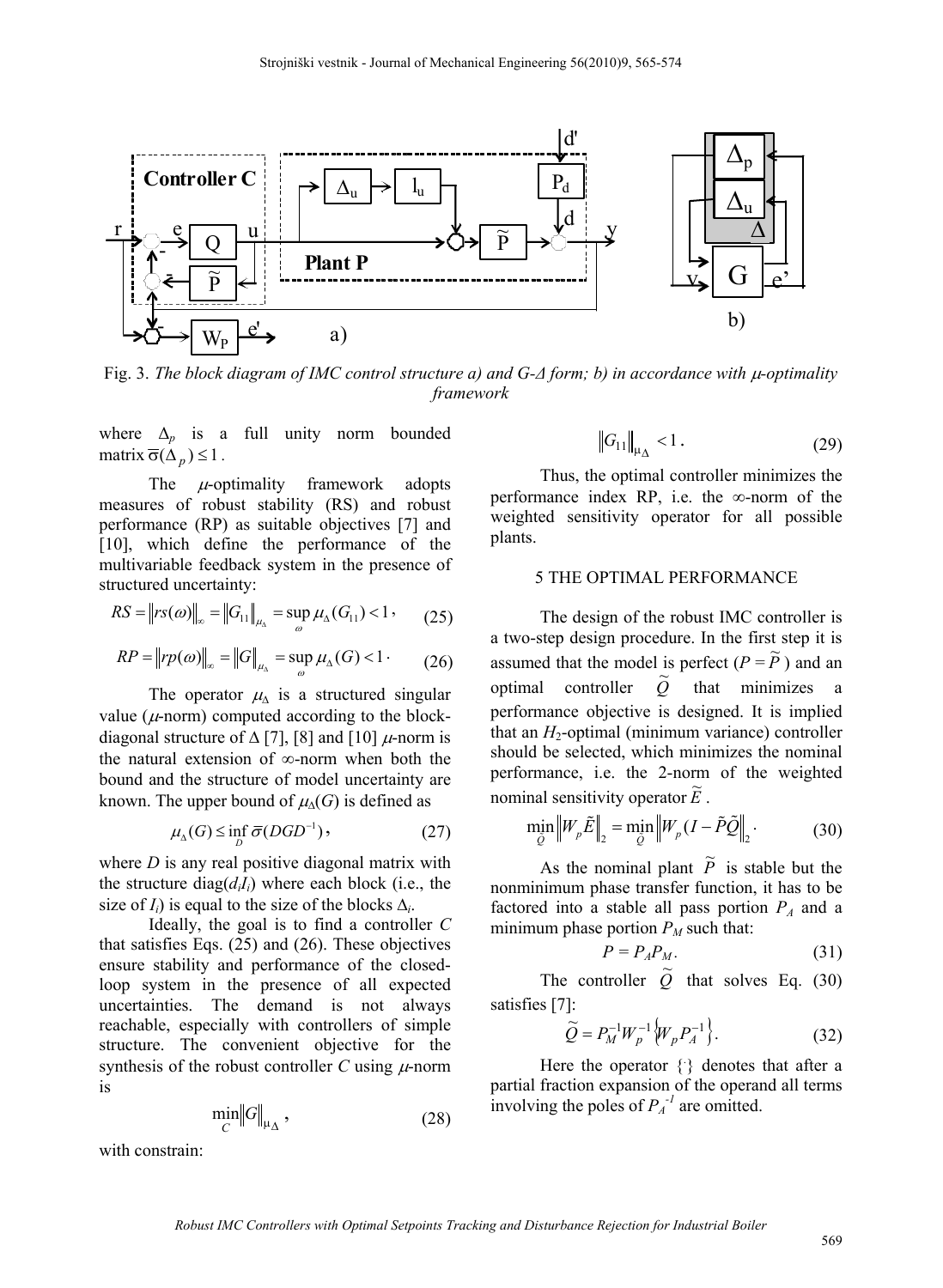Fig. 3. *The block diagram of IMC control structure a) and G-Δ form; b) in accordance with μ-optimality framework*

where $\Delta_p$ is a full unity norm bounded matrix $\bar{\sigma}(\Delta_p) \leq 1$.

The $\mu$-optimality framework adopts measures of robust stability (RS) and robust performance (RP) as suitable objectives [7] and [10], which define the performance of the multivariable feedback system in the presence of structured uncertainty:

$$RS = \|rs(\omega)\|_\infty = \|G_{11}\|_{\mu_\Delta} = \sup_\omega \mu_\Delta(G_{11}) < 1, \quad (25)$$

$$RP = \|rp(\omega)\|_\infty = \|G\|_{\mu_\Delta} = \sup_\omega \mu_\Delta(G) < 1 \cdot \quad (26)$$

The operator $\mu_\Delta$ is a structured singular value ($\mu$-norm) computed according to the block-diagonal structure of $\Delta$ [7], [8] and [10] $\mu$-norm is the natural extension of $\infty$-norm when both the bound and the structure of model uncertainty are known. The upper bound of $\mu_\Delta(G)$ is defined as

$$\mu_\Delta(G) \leq \inf_D \bar{\sigma}(DGD^{-1}), \quad (27)$$

where $D$ is any real positive diagonal matrix with the structure diag($d_i I_i$) where each block (i.e., the size of $I_i$) is equal to the size of the blocks $\Delta_i$.

Ideally, the goal is to find a controller $C$ that satisfies Eqs. (25) and (26). These objectives ensure stability and performance of the closed-loop system in the presence of all expected uncertainties. The demand is not always reachable, especially with controllers of simple structure. The convenient objective for the synthesis of the robust controller $C$ using $\mu$-norm is

$$\min_C \|G\|_{\mu_\Delta}, \quad (28)$$

with constrain:

$$\|G_{11}\|_{\mu_\Delta} < 1. \quad (29)$$

Thus, the optimal controller minimizes the performance index RP, i.e. the $\infty$-norm of the weighted sensitivity operator for all possible plants.

## 5 THE OPTIMAL PERFORMANCE

The design of the robust IMC controller is a two-step design procedure. In the first step it is assumed that the model is perfect ($P = \tilde{P}$) and an optimal controller $\tilde{Q}$ that minimizes a performance objective is designed. It is implied that an $H_2$-optimal (minimum variance) controller should be selected, which minimizes the nominal performance, i.e. the 2-norm of the weighted nominal sensitivity operator $\tilde{E}$.

$$\min_Q \|W_p \tilde{E}\|_2 = \min_Q \|W_p (I - \tilde{P}\tilde{Q}\|_2 \cdot \quad (30)$$

As the nominal plant $\tilde{P}$ is stable but the nonminimum phase transfer function, it has to be factored into a stable all pass portion $P_A$ and a minimum phase portion $P_M$ such that:

$$P = P_A P_M. \quad (31)$$

The controller $\tilde{Q}$ that solves Eq. (30) satisfies [7]:

$$\tilde{Q} = P_M^{-1} W_p^{-1} \{W_p P_A^{-1}\}. \quad (32)$$

Here the operator {} denotes that after a partial fraction expansion of the operand all terms involving the poles of $P_A^{-1}$ are omitted.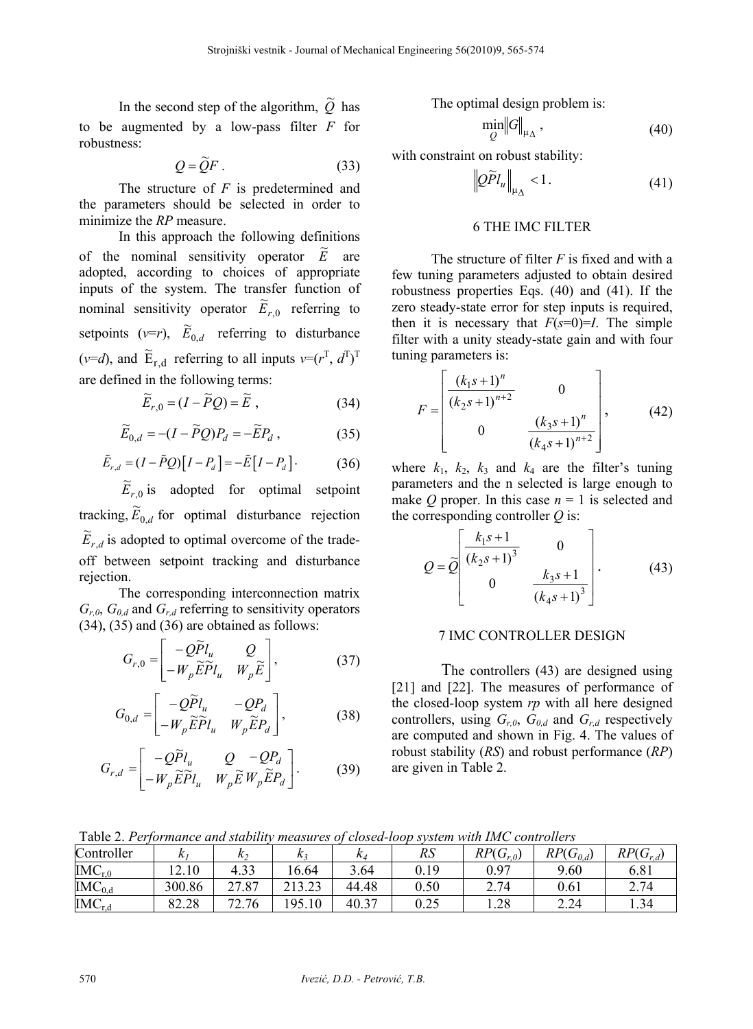In the second step of the algorithm, $\tilde{Q}$ has to be augmented by a low-pass filter $F$ for robustness:

$$Q = \tilde{Q}F \, . \tag{33}$$

The structure of $F$ is predetermined and the parameters should be selected in order to minimize the *RP* measure.

In this approach the following definitions of the nominal sensitivity operator $\tilde{E}$ are adopted, according to choices of appropriate inputs of the system. The transfer function of nominal sensitivity operator $\tilde{E}_{r,0}$ referring to setpoints ($v$=$r$), $\tilde{E}_{0,d}$ referring to disturbance ($v$=$d$), and $\tilde{E}_{r,d}$ referring to all inputs $v$=$(r^T, d^T)^T$ are defined in the following terms:

$$\tilde{E}_{r,0} = (I - \tilde{P}Q) = \tilde{E} \, , \tag{34}$$

$$\tilde{E}_{0,d} = -(I - \tilde{P}Q)P_d = -\tilde{E}P_d \, , \tag{35}$$

$$\tilde{E}_{r,d} = (I - \tilde{P}Q)\left[I - P_d\right] = -\tilde{E}\left[I - P_d\right] . \tag{36}$$

$\tilde{E}_{r,0}$ is adopted for optimal setpoint tracking, $\tilde{E}_{0,d}$ for optimal disturbance rejection $\tilde{E}_{r,d}$ is adopted to optimal overcome of the trade-off between setpoint tracking and disturbance rejection.

The corresponding interconnection matrix $G_{r,0}$, $G_{0,d}$ and $G_{r,d}$ referring to sensitivity operators (34), (35) and (36) are obtained as follows:

$$G_{r,0} = \begin{bmatrix} -Q\tilde{P}l_u & Q \\ -W_p\tilde{E}\tilde{P}l_u & W_p\tilde{E} \end{bmatrix}, \tag{37}$$

$$G_{0,d} = \begin{bmatrix} -Q\tilde{P}l_u & -QP_d \\ -W_p\tilde{E}\tilde{P}l_u & W_p\tilde{E}P_d \end{bmatrix}, \tag{38}$$

$$G_{r,d} = \begin{bmatrix} -Q\tilde{P}l_u & Q & -QP_d \\ -W_p\tilde{E}\tilde{P}l_u & W_p\tilde{E} & W_p\tilde{E}P_d \end{bmatrix}. \tag{39}$$

The optimal design problem is:

$$\min_{Q} \left\| G \right\|_{\mu_\Delta} , \tag{40}$$

with constraint on robust stability:

$$\left\| Q\tilde{P}l_u \right\|_{\mu_\Delta} < 1 \, . \tag{41}$$

## 6 THE IMC FILTER

The structure of filter $F$ is fixed and with a few tuning parameters adjusted to obtain desired robustness properties Eqs. (40) and (41). If the zero steady-state error for step inputs is required, then it is necessary that $F(s$=$0)$=$I$. The simple filter with a unity steady-state gain and with four tuning parameters is:

$$F = \begin{bmatrix} \dfrac{(k_1 s + 1)^n}{(k_2 s + 1)^{n+2}} & 0 \\ 0 & \dfrac{(k_3 s + 1)^n}{(k_4 s + 1)^{n+2}} \end{bmatrix}, \tag{42}$$

where $k_1$, $k_2$, $k_3$ and $k_4$ are the filter's tuning parameters and the n selected is large enough to make $Q$ proper. In this case $n$ = 1 is selected and the corresponding controller $Q$ is:

$$Q = \tilde{Q} \begin{bmatrix} \dfrac{k_1 s + 1}{(k_2 s + 1)^3} & 0 \\ 0 & \dfrac{k_3 s + 1}{(k_4 s + 1)^3} \end{bmatrix}. \tag{43}$$

## 7 IMC CONTROLLER DESIGN

The controllers (43) are designed using [21] and [22]. The measures of performance of the closed-loop system *rp* with all here designed controllers, using $G_{r,0}$, $G_{0,d}$ and $G_{r,d}$ respectively are computed and shown in Fig. 4. The values of robust stability (*RS*) and robust performance (*RP*) are given in Table 2.

Table 2. *Performance and stability measures of closed-loop system with IMC controllers*

| Controller | $k_1$ | $k_2$ | $k_3$ | $k_4$ | *RS* | *RP*($G_{r,0}$) | *RP*($G_{0,d}$) | *RP*($G_{r,d}$) |
|---|---|---|---|---|---|---|---|---|
| $IMC_{r,0}$ | 12.10 | 4.33 | 16.64 | 3.64 | 0.19 | 0.97 | 9.60 | 6.81 |
| $IMC_{0,d}$ | 300.86 | 27.87 | 213.23 | 44.48 | 0.50 | 2.74 | 0.61 | 2.74 |
| $IMC_{r,d}$ | 82.28 | 72.76 | 195.10 | 40.37 | 0.25 | 1.28 | 2.24 | 1.34 |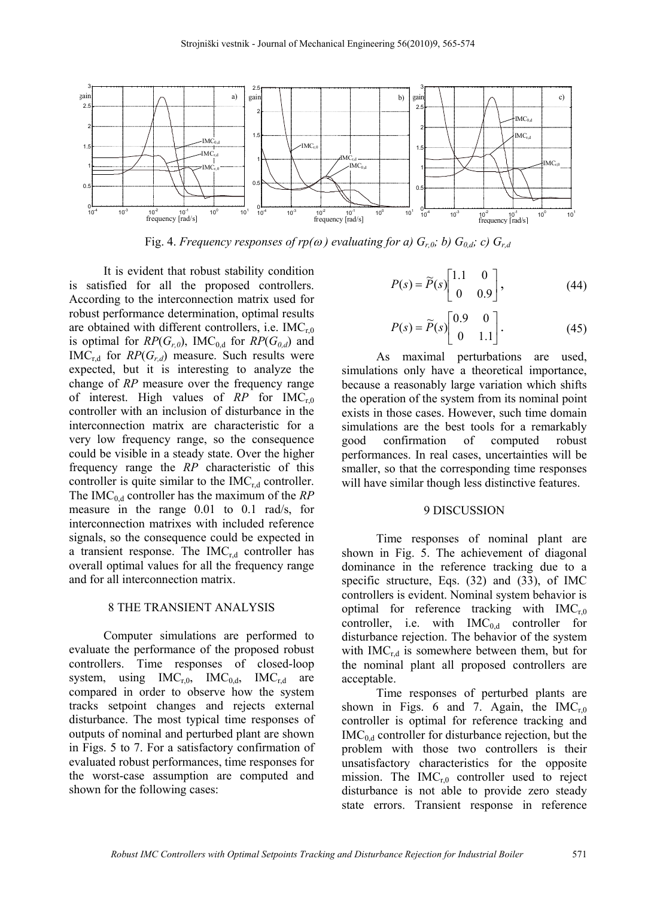Fig. 4. *Frequency responses of rp(ω) evaluating for a) $G_{r,0}$; b) $G_{0,d}$; c) $G_{r,d}$*

It is evident that robust stability condition is satisfied for all the proposed controllers. According to the interconnection matrix used for robust performance determination, optimal results are obtained with different controllers, i.e. $IMC_{r,0}$ is optimal for $RP(G_{r,0})$, $IMC_{0,d}$ for $RP(G_{0,d})$ and $IMC_{r,d}$ for $RP(G_{r,d})$ measure. Such results were expected, but it is interesting to analyze the change of *RP* measure over the frequency range of interest. High values of *RP* for $IMC_{r,0}$ controller with an inclusion of disturbance in the interconnection matrix are characteristic for a very low frequency range, so the consequence could be visible in a steady state. Over the higher frequency range the *RP* characteristic of this controller is quite similar to the $IMC_{r,d}$ controller. The $IMC_{0,d}$ controller has the maximum of the *RP* measure in the range 0.01 to 0.1 rad/s, for interconnection matrixes with included reference signals, so the consequence could be expected in a transient response. The $IMC_{r,d}$ controller has overall optimal values for all the frequency range and for all interconnection matrix.

## 8 THE TRANSIENT ANALYSIS

Computer simulations are performed to evaluate the performance of the proposed robust controllers. Time responses of closed-loop system, using $IMC_{r,0}$, $IMC_{0,d}$, $IMC_{r,d}$ are compared in order to observe how the system tracks setpoint changes and rejects external disturbance. The most typical time responses of outputs of nominal and perturbed plant are shown in Figs. 5 to 7. For a satisfactory confirmation of evaluated robust performances, time responses for the worst-case assumption are computed and shown for the following cases:

$$P(s) = \widetilde{P}(s)\begin{bmatrix} 1.1 & 0 \\ 0 & 0.9 \end{bmatrix}, \tag{44}$$

$$P(s) = \widetilde{P}(s)\begin{bmatrix} 0.9 & 0 \\ 0 & 1.1 \end{bmatrix}. \tag{45}$$

As maximal perturbations are used, simulations only have a theoretical importance, because a reasonably large variation which shifts the operation of the system from its nominal point exists in those cases. However, such time domain simulations are the best tools for a remarkably good confirmation of computed robust performances. In real cases, uncertainties will be smaller, so that the corresponding time responses will have similar though less distinctive features.

## 9 DISCUSSION

Time responses of nominal plant are shown in Fig. 5. The achievement of diagonal dominance in the reference tracking due to a specific structure, Eqs. (32) and (33), of IMC controllers is evident. Nominal system behavior is optimal for reference tracking with $IMC_{r,0}$ controller, i.e. with $IMC_{0,d}$ controller for disturbance rejection. The behavior of the system with $IMC_{r,d}$ is somewhere between them, but for the nominal plant all proposed controllers are acceptable.

Time responses of perturbed plants are shown in Figs. 6 and 7. Again, the $IMC_{r,0}$ controller is optimal for reference tracking and $IMC_{0,d}$ controller for disturbance rejection, but the problem with those two controllers is their unsatisfactory characteristics for the opposite mission. The $IMC_{r,0}$ controller used to reject disturbance is not able to provide zero steady state errors. Transient response in reference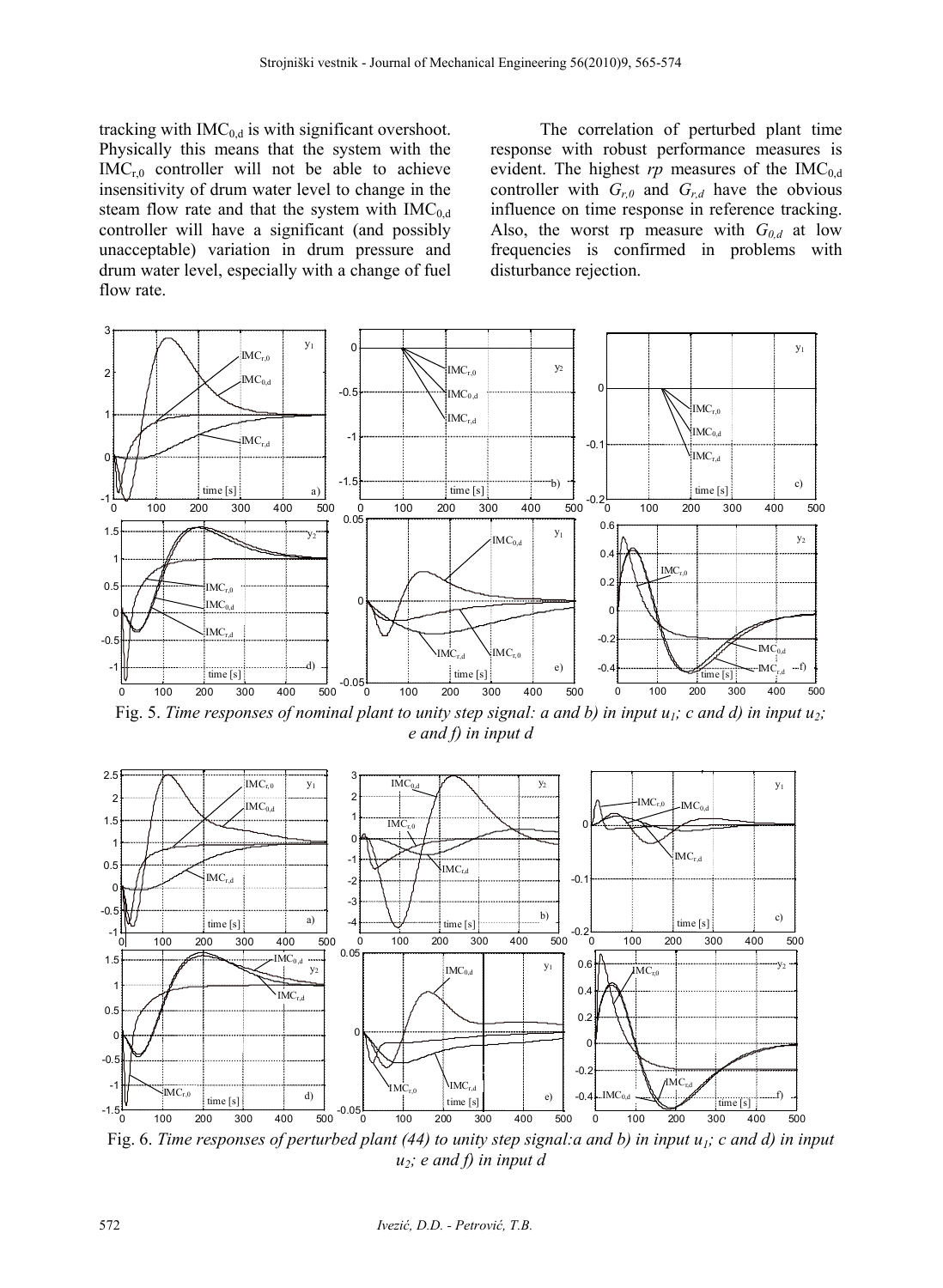tracking with $IMC_{0,d}$ is with significant overshoot. Physically this means that the system with the $IMC_{r,0}$ controller will not be able to achieve insensitivity of drum water level to change in the steam flow rate and that the system with $IMC_{0,d}$ controller will have a significant (and possibly unacceptable) variation in drum pressure and drum water level, especially with a change of fuel flow rate.

The correlation of perturbed plant time response with robust performance measures is evident. The highest *rp* measures of the $IMC_{0,d}$ controller with $G_{r,0}$ and $G_{r,d}$ have the obvious influence on time response in reference tracking. Also, the worst rp measure with $G_{0,d}$ at low frequencies is confirmed in problems with disturbance rejection.

Fig. 5. *Time responses of nominal plant to unity step signal: a and b) in input $u_1$; c and d) in input $u_2$; e and f) in input d*

Fig. 6. *Time responses of perturbed plant (44) to unity step signal:a and b) in input $u_1$; c and d) in input $u_2$; e and f) in input d*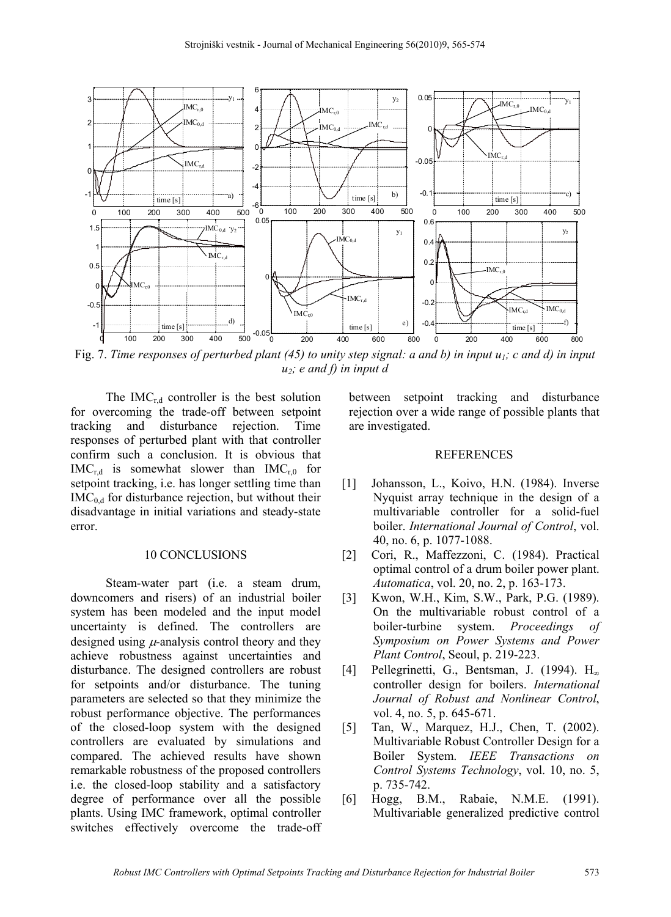Fig. 7. *Time responses of perturbed plant (45) to unity step signal: a and b) in input $u_1$; c and d) in input $u_2$; e and f) in input d*

The $IMC_{r,d}$ controller is the best solution for overcoming the trade-off between setpoint tracking and disturbance rejection. Time responses of perturbed plant with that controller confirm such a conclusion. It is obvious that $IMC_{r,d}$ is somewhat slower than $IMC_{r,0}$ for setpoint tracking, i.e. has longer settling time than $IMC_{0,d}$ for disturbance rejection, but without their disadvantage in initial variations and steady-state error.

## 10 CONCLUSIONS

Steam-water part (i.e. a steam drum, downcomers and risers) of an industrial boiler system has been modeled and the input model uncertainty is defined. The controllers are designed using $\mu$-analysis control theory and they achieve robustness against uncertainties and disturbance. The designed controllers are robust for setpoints and/or disturbance. The tuning parameters are selected so that they minimize the robust performance objective. The performances of the closed-loop system with the designed controllers are evaluated by simulations and compared. The achieved results have shown remarkable robustness of the proposed controllers i.e. the closed-loop stability and a satisfactory degree of performance over all the possible plants. Using IMC framework, optimal controller switches effectively overcome the trade-off between setpoint tracking and disturbance rejection over a wide range of possible plants that are investigated.

## REFERENCES

[1] Johansson, L., Koivo, H.N. (1984). Inverse Nyquist array technique in the design of a multivariable controller for a solid-fuel boiler. *International Journal of Control*, vol. 40, no. 6, p. 1077-1088.

[2] Cori, R., Maffezzoni, C. (1984). Practical optimal control of a drum boiler power plant. *Automatica*, vol. 20, no. 2, p. 163-173.

[3] Kwon, W.H., Kim, S.W., Park, P.G. (1989). On the multivariable robust control of a boiler-turbine system. *Proceedings of Symposium on Power Systems and Power Plant Control*, Seoul, p. 219-223.

[4] Pellegrinetti, G., Bentsman, J. (1994). $H_\infty$ controller design for boilers. *International Journal of Robust and Nonlinear Control*, vol. 4, no. 5, p. 645-671.

[5] Tan, W., Marquez, H.J., Chen, T. (2002). Multivariable Robust Controller Design for a Boiler System. *IEEE Transactions on Control Systems Technology*, vol. 10, no. 5, p. 735-742.

[6] Hogg, B.M., Rabaie, N.M.E. (1991). Multivariable generalized predictive control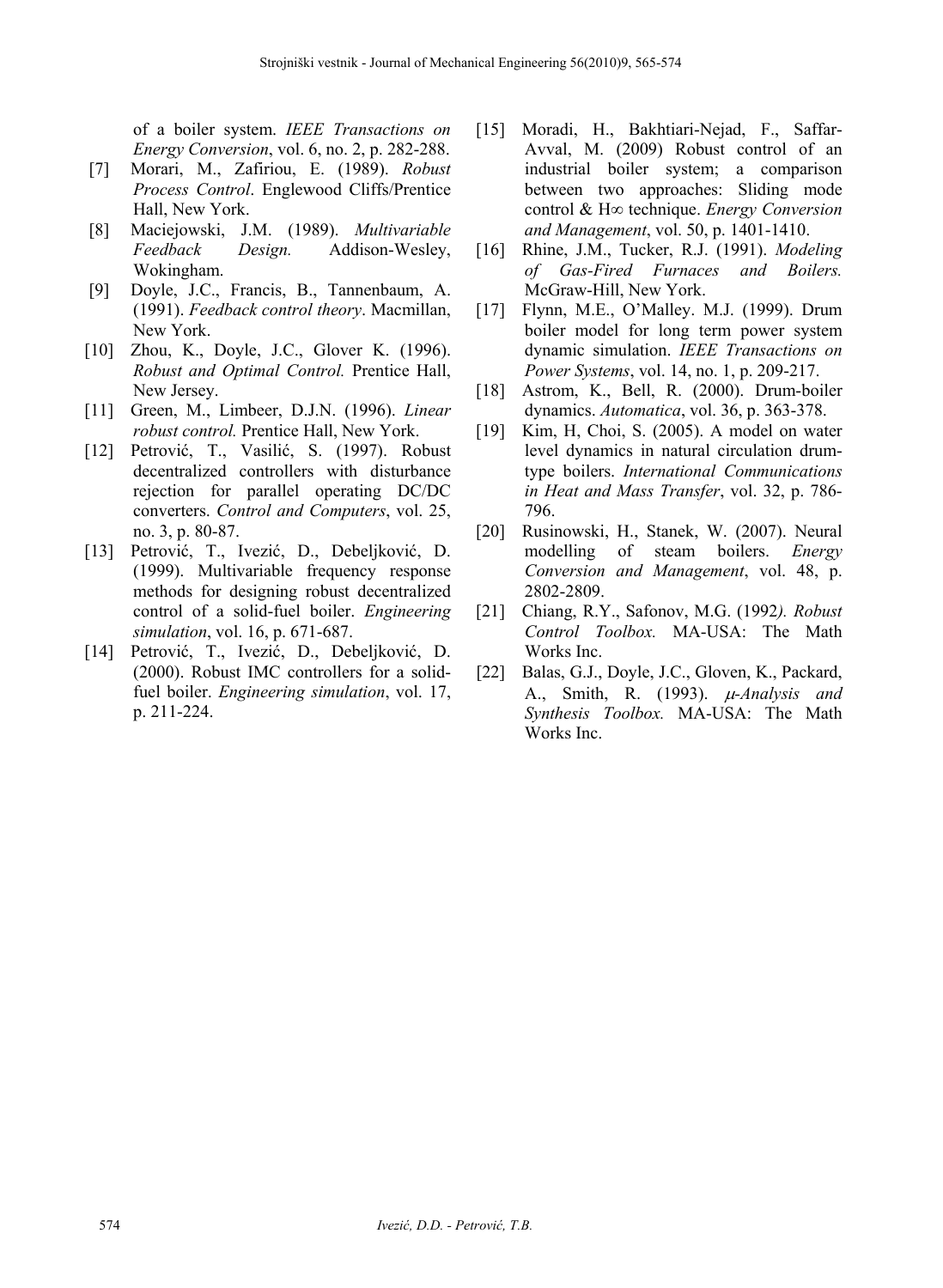of a boiler system. *IEEE Transactions on Energy Conversion*, vol. 6, no. 2, p. 282-288.

[7] Morari, M., Zafiriou, E. (1989). *Robust Process Control*. Englewood Cliffs/Prentice Hall, New York.

[8] Maciejowski, J.M. (1989). *Multivariable Feedback Design.* Addison-Wesley, Wokingham.

[9] Doyle, J.C., Francis, B., Tannenbaum, A. (1991). *Feedback control theory*. Macmillan, New York.

[10] Zhou, K., Doyle, J.C., Glover K. (1996). *Robust and Optimal Control.* Prentice Hall, New Jersey.

[11] Green, M., Limbeer, D.J.N. (1996). *Linear robust control.* Prentice Hall, New York.

[12] Petrović, T., Vasilić, S. (1997). Robust decentralized controllers with disturbance rejection for parallel operating DC/DC converters. *Control and Computers*, vol. 25, no. 3, p. 80-87.

[13] Petrović, T., Ivezić, D., Debeljković, D. (1999). Multivariable frequency response methods for designing robust decentralized control of a solid-fuel boiler. *Engineering simulation*, vol. 16, p. 671-687.

[14] Petrović, T., Ivezić, D., Debeljković, D. (2000). Robust IMC controllers for a solid-fuel boiler. *Engineering simulation*, vol. 17, p. 211-224.

[15] Moradi, H., Bakhtiari-Nejad, F., Saffar-Avval, M. (2009) Robust control of an industrial boiler system; a comparison between two approaches: Sliding mode control & H∞ technique. *Energy Conversion and Management*, vol. 50, p. 1401-1410.

[16] Rhine, J.M., Tucker, R.J. (1991). *Modeling of Gas-Fired Furnaces and Boilers.* McGraw-Hill, New York.

[17] Flynn, M.E., O'Malley. M.J. (1999). Drum boiler model for long term power system dynamic simulation. *IEEE Transactions on Power Systems*, vol. 14, no. 1, p. 209-217.

[18] Astrom, K., Bell, R. (2000). Drum-boiler dynamics. *Automatica*, vol. 36, p. 363-378.

[19] Kim, H, Choi, S. (2005). A model on water level dynamics in natural circulation drum-type boilers. *International Communications in Heat and Mass Transfer*, vol. 32, p. 786-796.

[20] Rusinowski, H., Stanek, W. (2007). Neural modelling of steam boilers. *Energy Conversion and Management*, vol. 48, p. 2802-2809.

[21] Chiang, R.Y., Safonov, M.G. (1992*). Robust Control Toolbox.* MA-USA: The Math Works Inc.

[22] Balas, G.J., Doyle, J.C., Gloven, K., Packard, A., Smith, R. (1993). *μ-Analysis and Synthesis Toolbox.* MA-USA: The Math Works Inc.